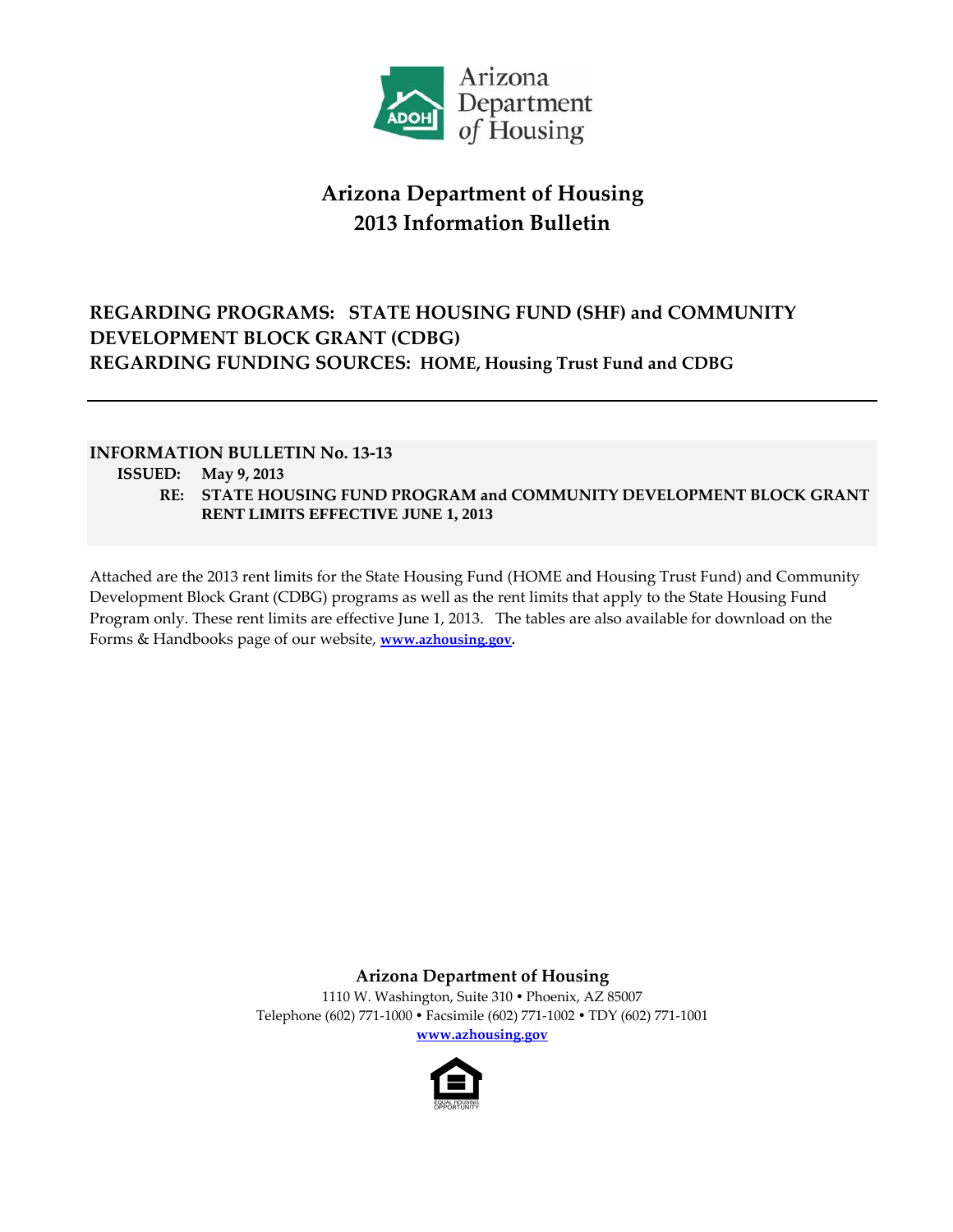Arizona Department of Housing

# Arizona Department of Housing
# 2013 Information Bulletin

## REGARDING PROGRAMS: STATE HOUSING FUND (SHF) and COMMUNITY DEVELOPMENT BLOCK GRANT (CDBG)
## REGARDING FUNDING SOURCES: HOME, Housing Trust Fund and CDBG

---

**INFORMATION BULLETIN No. 13-13**

**ISSUED:** **May 9, 2013**

**RE:** **STATE HOUSING FUND PROGRAM and COMMUNITY DEVELOPMENT BLOCK GRANT RENT LIMITS EFFECTIVE JUNE 1, 2013**

Attached are the 2013 rent limits for the State Housing Fund (HOME and Housing Trust Fund) and Community Development Block Grant (CDBG) programs as well as the rent limits that apply to the State Housing Fund Program only. These rent limits are effective June 1, 2013. The tables are also available for download on the Forms & Handbooks page of our website, **www.azhousing.gov**.

**Arizona Department of Housing**

1110 W. Washington, Suite 310 • Phoenix, AZ 85007

Telephone (602) 771-1000 • Facsimile (602) 771-1002 • TDY (602) 771-1001

**www.azhousing.gov**

EQUAL HOUSING OPPORTUNITY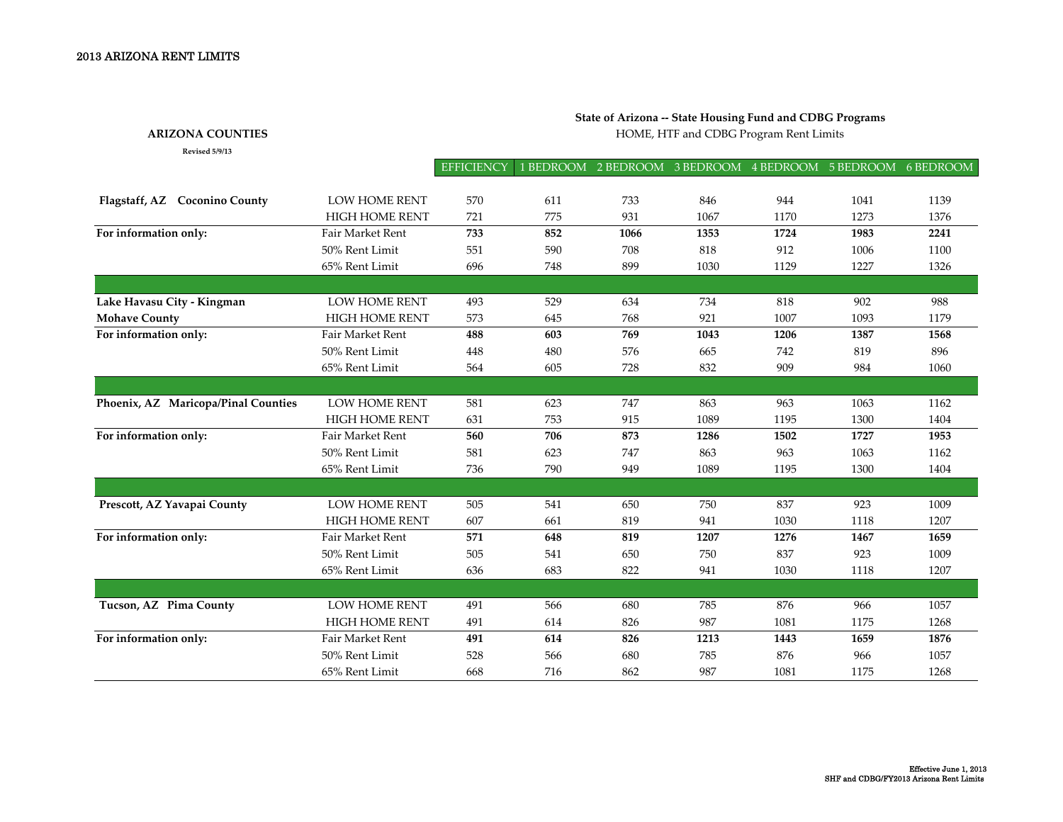## 2013 ARIZONA RENT LIMITS

**ARIZONA COUNTIES**

**Revised 5/9/13**

**State of Arizona -- State Housing Fund and CDBG Programs**

HOME, HTF and CDBG Program Rent Limits

| | | EFFICIENCY | 1 BEDROOM | 2 BEDROOM | 3 BEDROOM | 4 BEDROOM | 5 BEDROOM | 6 BEDROOM |
|---|---|---|---|---|---|---|---|---|
| **Flagstaff, AZ Coconino County** | LOW HOME RENT | 570 | 611 | 733 | 846 | 944 | 1041 | 1139 |
| | HIGH HOME RENT | 721 | 775 | 931 | 1067 | 1170 | 1273 | 1376 |
| **For information only:** | Fair Market Rent | **733** | **852** | **1066** | **1353** | **1724** | **1983** | **2241** |
| | 50% Rent Limit | 551 | 590 | 708 | 818 | 912 | 1006 | 1100 |
| | 65% Rent Limit | 696 | 748 | 899 | 1030 | 1129 | 1227 | 1326 |
| | | | | | | | | |
| **Lake Havasu City - Kingman** | LOW HOME RENT | 493 | 529 | 634 | 734 | 818 | 902 | 988 |
| **Mohave County** | HIGH HOME RENT | 573 | 645 | 768 | 921 | 1007 | 1093 | 1179 |
| **For information only:** | Fair Market Rent | **488** | **603** | **769** | **1043** | **1206** | **1387** | **1568** |
| | 50% Rent Limit | 448 | 480 | 576 | 665 | 742 | 819 | 896 |
| | 65% Rent Limit | 564 | 605 | 728 | 832 | 909 | 984 | 1060 |
| | | | | | | | | |
| **Phoenix, AZ Maricopa/Pinal Counties** | LOW HOME RENT | 581 | 623 | 747 | 863 | 963 | 1063 | 1162 |
| | HIGH HOME RENT | 631 | 753 | 915 | 1089 | 1195 | 1300 | 1404 |
| **For information only:** | Fair Market Rent | **560** | **706** | **873** | **1286** | **1502** | **1727** | **1953** |
| | 50% Rent Limit | 581 | 623 | 747 | 863 | 963 | 1063 | 1162 |
| | 65% Rent Limit | 736 | 790 | 949 | 1089 | 1195 | 1300 | 1404 |
| | | | | | | | | |
| **Prescott, AZ Yavapai County** | LOW HOME RENT | 505 | 541 | 650 | 750 | 837 | 923 | 1009 |
| | HIGH HOME RENT | 607 | 661 | 819 | 941 | 1030 | 1118 | 1207 |
| **For information only:** | Fair Market Rent | **571** | **648** | **819** | **1207** | **1276** | **1467** | **1659** |
| | 50% Rent Limit | 505 | 541 | 650 | 750 | 837 | 923 | 1009 |
| | 65% Rent Limit | 636 | 683 | 822 | 941 | 1030 | 1118 | 1207 |
| | | | | | | | | |
| **Tucson, AZ Pima County** | LOW HOME RENT | 491 | 566 | 680 | 785 | 876 | 966 | 1057 |
| | HIGH HOME RENT | 491 | 614 | 826 | 987 | 1081 | 1175 | 1268 |
| **For information only:** | Fair Market Rent | **491** | **614** | **826** | **1213** | **1443** | **1659** | **1876** |
| | 50% Rent Limit | 528 | 566 | 680 | 785 | 876 | 966 | 1057 |
| | 65% Rent Limit | 668 | 716 | 862 | 987 | 1081 | 1175 | 1268 |

Effective June 1, 2013
SHF and CDBG/FY2013 Arizona Rent Limits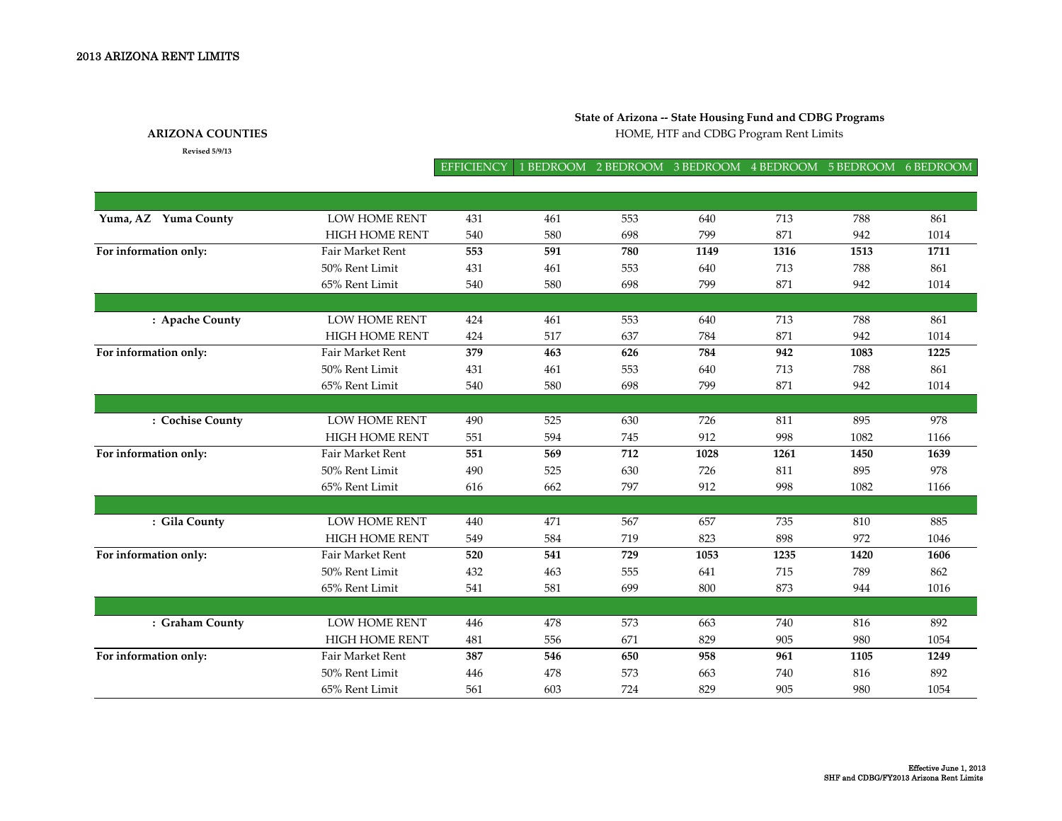2013 ARIZONA RENT LIMITS

**ARIZONA COUNTIES**

**Revised 5/9/13**

**State of Arizona -- State Housing Fund and CDBG Programs**

HOME, HTF and CDBG Program Rent Limits

| | | EFFICIENCY | 1 BEDROOM | 2 BEDROOM | 3 BEDROOM | 4 BEDROOM | 5 BEDROOM | 6 BEDROOM |
|---|---|---|---|---|---|---|---|---|
| **Yuma, AZ Yuma County** | LOW HOME RENT | 431 | 461 | 553 | 640 | 713 | 788 | 861 |
| | HIGH HOME RENT | 540 | 580 | 698 | 799 | 871 | 942 | 1014 |
| **For information only:** | Fair Market Rent | **553** | **591** | **780** | **1149** | **1316** | **1513** | **1711** |
| | 50% Rent Limit | 431 | 461 | 553 | 640 | 713 | 788 | 861 |
| | 65% Rent Limit | 540 | 580 | 698 | 799 | 871 | 942 | 1014 |
| **: Apache County** | LOW HOME RENT | 424 | 461 | 553 | 640 | 713 | 788 | 861 |
| | HIGH HOME RENT | 424 | 517 | 637 | 784 | 871 | 942 | 1014 |
| **For information only:** | Fair Market Rent | **379** | **463** | **626** | **784** | **942** | **1083** | **1225** |
| | 50% Rent Limit | 431 | 461 | 553 | 640 | 713 | 788 | 861 |
| | 65% Rent Limit | 540 | 580 | 698 | 799 | 871 | 942 | 1014 |
| **: Cochise County** | LOW HOME RENT | 490 | 525 | 630 | 726 | 811 | 895 | 978 |
| | HIGH HOME RENT | 551 | 594 | 745 | 912 | 998 | 1082 | 1166 |
| **For information only:** | Fair Market Rent | **551** | **569** | **712** | **1028** | **1261** | **1450** | **1639** |
| | 50% Rent Limit | 490 | 525 | 630 | 726 | 811 | 895 | 978 |
| | 65% Rent Limit | 616 | 662 | 797 | 912 | 998 | 1082 | 1166 |
| **: Gila County** | LOW HOME RENT | 440 | 471 | 567 | 657 | 735 | 810 | 885 |
| | HIGH HOME RENT | 549 | 584 | 719 | 823 | 898 | 972 | 1046 |
| **For information only:** | Fair Market Rent | **520** | **541** | **729** | **1053** | **1235** | **1420** | **1606** |
| | 50% Rent Limit | 432 | 463 | 555 | 641 | 715 | 789 | 862 |
| | 65% Rent Limit | 541 | 581 | 699 | 800 | 873 | 944 | 1016 |
| **: Graham County** | LOW HOME RENT | 446 | 478 | 573 | 663 | 740 | 816 | 892 |
| | HIGH HOME RENT | 481 | 556 | 671 | 829 | 905 | 980 | 1054 |
| **For information only:** | Fair Market Rent | **387** | **546** | **650** | **958** | **961** | **1105** | **1249** |
| | 50% Rent Limit | 446 | 478 | 573 | 663 | 740 | 816 | 892 |
| | 65% Rent Limit | 561 | 603 | 724 | 829 | 905 | 980 | 1054 |

Effective June 1, 2013
SHF and CDBG/FY2013 Arizona Rent Limits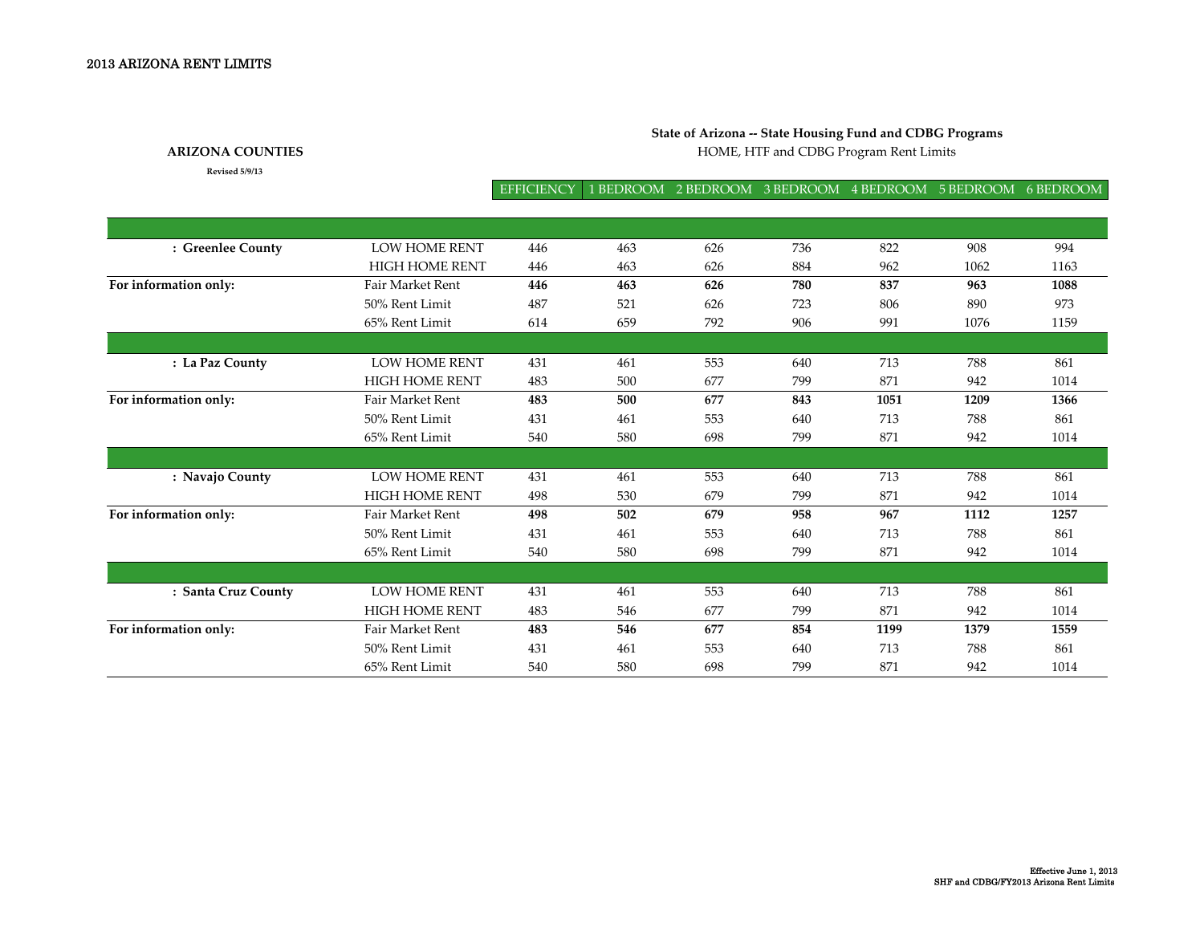2013 ARIZONA RENT LIMITS

**State of Arizona -- State Housing Fund and CDBG Programs**

**ARIZONA COUNTIES**

HOME, HTF and CDBG Program Rent Limits

**Revised 5/9/13**

| | | EFFICIENCY | 1 BEDROOM | 2 BEDROOM | 3 BEDROOM | 4 BEDROOM | 5 BEDROOM | 6 BEDROOM |
|---|---|---|---|---|---|---|---|---|
| **: Greenlee County** | LOW HOME RENT | 446 | 463 | 626 | 736 | 822 | 908 | 994 |
| | HIGH HOME RENT | 446 | 463 | 626 | 884 | 962 | 1062 | 1163 |
| **For information only:** | Fair Market Rent | **446** | **463** | **626** | **780** | **837** | **963** | **1088** |
| | 50% Rent Limit | 487 | 521 | 626 | 723 | 806 | 890 | 973 |
| | 65% Rent Limit | 614 | 659 | 792 | 906 | 991 | 1076 | 1159 |
| **: La Paz County** | LOW HOME RENT | 431 | 461 | 553 | 640 | 713 | 788 | 861 |
| | HIGH HOME RENT | 483 | 500 | 677 | 799 | 871 | 942 | 1014 |
| **For information only:** | Fair Market Rent | **483** | **500** | **677** | **843** | **1051** | **1209** | **1366** |
| | 50% Rent Limit | 431 | 461 | 553 | 640 | 713 | 788 | 861 |
| | 65% Rent Limit | 540 | 580 | 698 | 799 | 871 | 942 | 1014 |
| **: Navajo County** | LOW HOME RENT | 431 | 461 | 553 | 640 | 713 | 788 | 861 |
| | HIGH HOME RENT | 498 | 530 | 679 | 799 | 871 | 942 | 1014 |
| **For information only:** | Fair Market Rent | **498** | **502** | **679** | **958** | **967** | **1112** | **1257** |
| | 50% Rent Limit | 431 | 461 | 553 | 640 | 713 | 788 | 861 |
| | 65% Rent Limit | 540 | 580 | 698 | 799 | 871 | 942 | 1014 |
| **: Santa Cruz County** | LOW HOME RENT | 431 | 461 | 553 | 640 | 713 | 788 | 861 |
| | HIGH HOME RENT | 483 | 546 | 677 | 799 | 871 | 942 | 1014 |
| **For information only:** | Fair Market Rent | **483** | **546** | **677** | **854** | **1199** | **1379** | **1559** |
| | 50% Rent Limit | 431 | 461 | 553 | 640 | 713 | 788 | 861 |
| | 65% Rent Limit | 540 | 580 | 698 | 799 | 871 | 942 | 1014 |

Effective June 1, 2013
SHF and CDBG/FY2013 Arizona Rent Limits